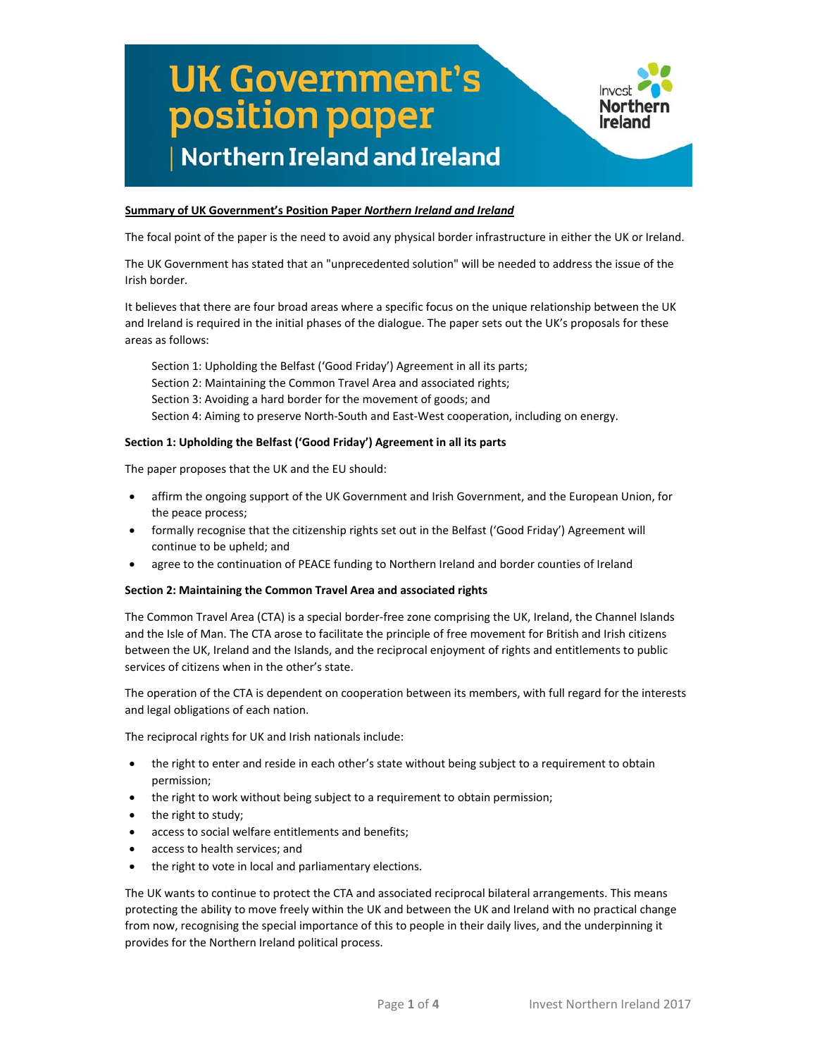# UK Government's position paper

## Northern Ireland and Ireland

Invest Northern Ireland

**Summary of UK Government's Position Paper *Northern Ireland and Ireland***

The focal point of the paper is the need to avoid any physical border infrastructure in either the UK or Ireland.

The UK Government has stated that an "unprecedented solution" will be needed to address the issue of the Irish border.

It believes that there are four broad areas where a specific focus on the unique relationship between the UK and Ireland is required in the initial phases of the dialogue. The paper sets out the UK's proposals for these areas as follows:

Section 1: Upholding the Belfast ('Good Friday') Agreement in all its parts;
Section 2: Maintaining the Common Travel Area and associated rights;
Section 3: Avoiding a hard border for the movement of goods; and
Section 4: Aiming to preserve North-South and East-West cooperation, including on energy.

**Section 1: Upholding the Belfast ('Good Friday') Agreement in all its parts**

The paper proposes that the UK and the EU should:

- affirm the ongoing support of the UK Government and Irish Government, and the European Union, for the peace process;
- formally recognise that the citizenship rights set out in the Belfast ('Good Friday') Agreement will continue to be upheld; and
- agree to the continuation of PEACE funding to Northern Ireland and border counties of Ireland

**Section 2: Maintaining the Common Travel Area and associated rights**

The Common Travel Area (CTA) is a special border-free zone comprising the UK, Ireland, the Channel Islands and the Isle of Man. The CTA arose to facilitate the principle of free movement for British and Irish citizens between the UK, Ireland and the Islands, and the reciprocal enjoyment of rights and entitlements to public services of citizens when in the other's state.

The operation of the CTA is dependent on cooperation between its members, with full regard for the interests and legal obligations of each nation.

The reciprocal rights for UK and Irish nationals include:

- the right to enter and reside in each other's state without being subject to a requirement to obtain permission;
- the right to work without being subject to a requirement to obtain permission;
- the right to study;
- access to social welfare entitlements and benefits;
- access to health services; and
- the right to vote in local and parliamentary elections.

The UK wants to continue to protect the CTA and associated reciprocal bilateral arrangements. This means protecting the ability to move freely within the UK and between the UK and Ireland with no practical change from now, recognising the special importance of this to people in their daily lives, and the underpinning it provides for the Northern Ireland political process.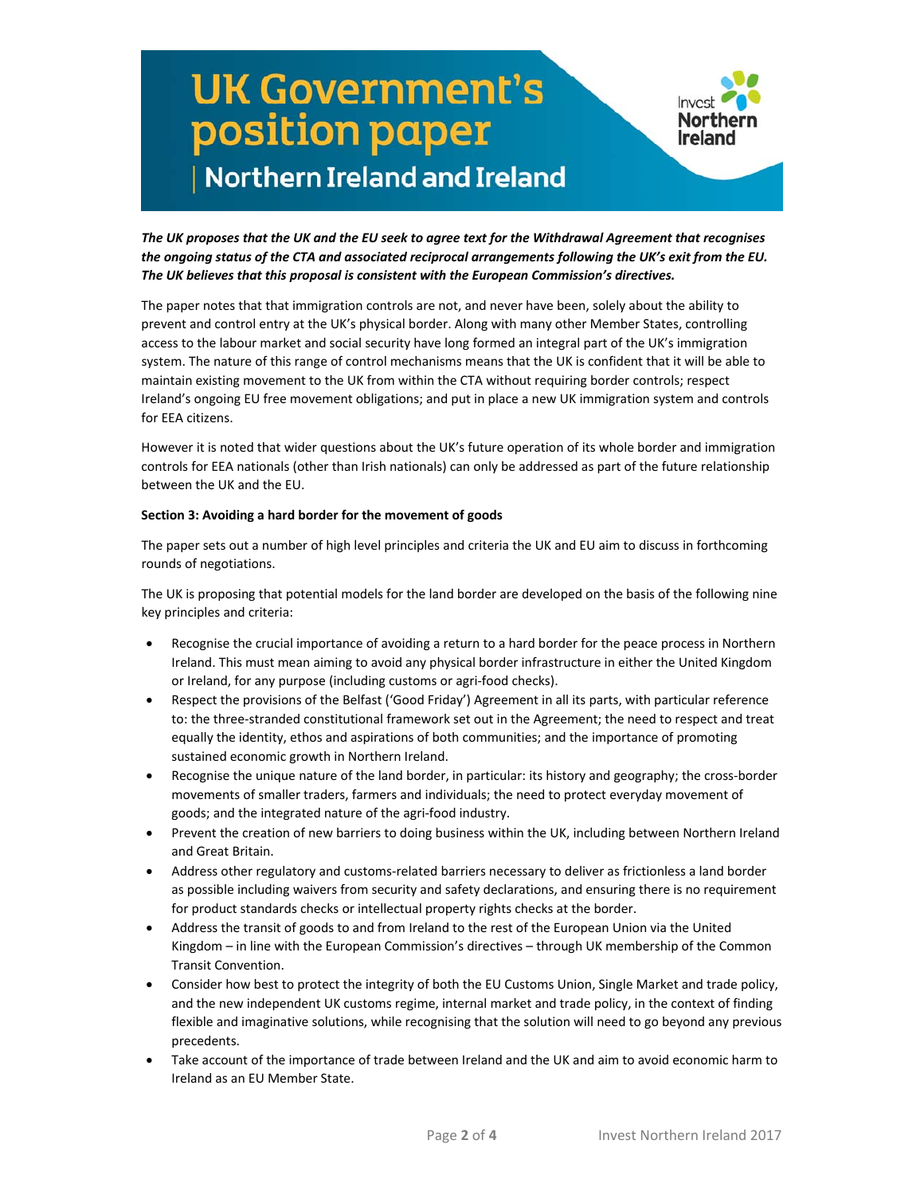# UK Government's position paper

## Northern Ireland and Ireland

***The UK proposes that the UK and the EU seek to agree text for the Withdrawal Agreement that recognises the ongoing status of the CTA and associated reciprocal arrangements following the UK's exit from the EU. The UK believes that this proposal is consistent with the European Commission's directives.***

The paper notes that that immigration controls are not, and never have been, solely about the ability to prevent and control entry at the UK's physical border. Along with many other Member States, controlling access to the labour market and social security have long formed an integral part of the UK's immigration system. The nature of this range of control mechanisms means that the UK is confident that it will be able to maintain existing movement to the UK from within the CTA without requiring border controls; respect Ireland's ongoing EU free movement obligations; and put in place a new UK immigration system and controls for EEA citizens.

However it is noted that wider questions about the UK's future operation of its whole border and immigration controls for EEA nationals (other than Irish nationals) can only be addressed as part of the future relationship between the UK and the EU.

**Section 3: Avoiding a hard border for the movement of goods**

The paper sets out a number of high level principles and criteria the UK and EU aim to discuss in forthcoming rounds of negotiations.

The UK is proposing that potential models for the land border are developed on the basis of the following nine key principles and criteria:

- Recognise the crucial importance of avoiding a return to a hard border for the peace process in Northern Ireland. This must mean aiming to avoid any physical border infrastructure in either the United Kingdom or Ireland, for any purpose (including customs or agri-food checks).
- Respect the provisions of the Belfast ('Good Friday') Agreement in all its parts, with particular reference to: the three-stranded constitutional framework set out in the Agreement; the need to respect and treat equally the identity, ethos and aspirations of both communities; and the importance of promoting sustained economic growth in Northern Ireland.
- Recognise the unique nature of the land border, in particular: its history and geography; the cross-border movements of smaller traders, farmers and individuals; the need to protect everyday movement of goods; and the integrated nature of the agri-food industry.
- Prevent the creation of new barriers to doing business within the UK, including between Northern Ireland and Great Britain.
- Address other regulatory and customs-related barriers necessary to deliver as frictionless a land border as possible including waivers from security and safety declarations, and ensuring there is no requirement for product standards checks or intellectual property rights checks at the border.
- Address the transit of goods to and from Ireland to the rest of the European Union via the United Kingdom – in line with the European Commission's directives – through UK membership of the Common Transit Convention.
- Consider how best to protect the integrity of both the EU Customs Union, Single Market and trade policy, and the new independent UK customs regime, internal market and trade policy, in the context of finding flexible and imaginative solutions, while recognising that the solution will need to go beyond any previous precedents.
- Take account of the importance of trade between Ireland and the UK and aim to avoid economic harm to Ireland as an EU Member State.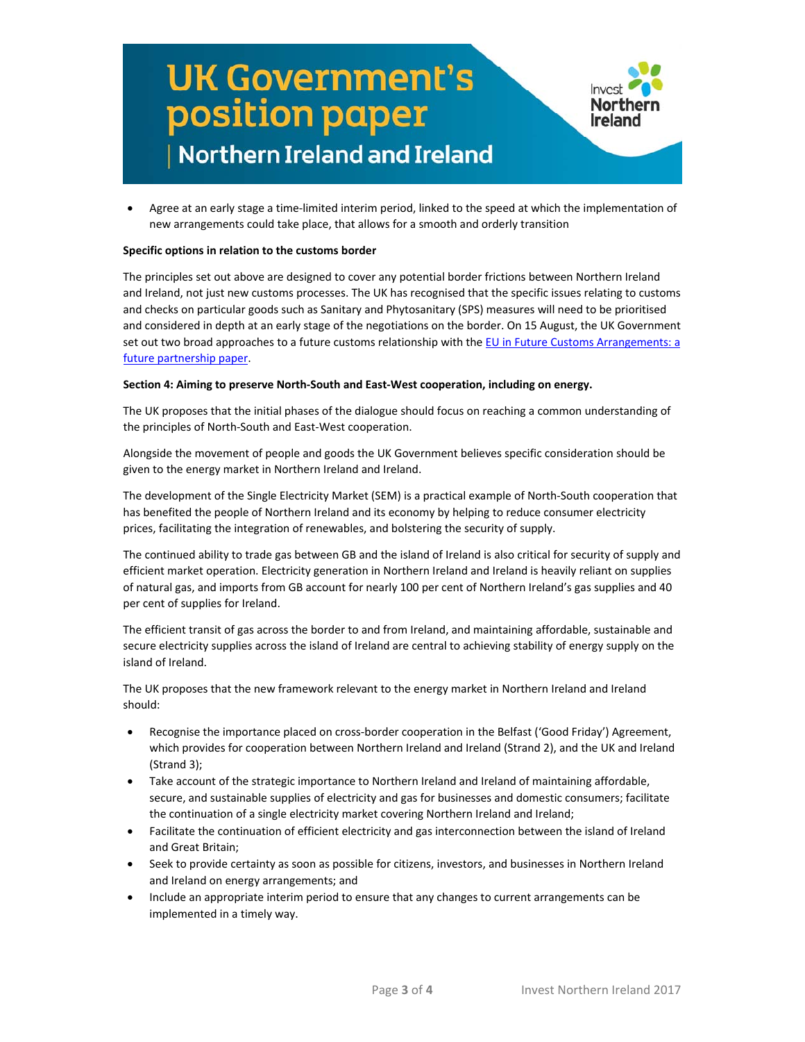- Agree at an early stage a time-limited interim period, linked to the speed at which the implementation of new arrangements could take place, that allows for a smooth and orderly transition

**Specific options in relation to the customs border**

The principles set out above are designed to cover any potential border frictions between Northern Ireland and Ireland, not just new customs processes. The UK has recognised that the specific issues relating to customs and checks on particular goods such as Sanitary and Phytosanitary (SPS) measures will need to be prioritised and considered in depth at an early stage of the negotiations on the border. On 15 August, the UK Government set out two broad approaches to a future customs relationship with the EU in Future Customs Arrangements: a future partnership paper.

**Section 4: Aiming to preserve North-South and East-West cooperation, including on energy.**

The UK proposes that the initial phases of the dialogue should focus on reaching a common understanding of the principles of North-South and East-West cooperation.

Alongside the movement of people and goods the UK Government believes specific consideration should be given to the energy market in Northern Ireland and Ireland.

The development of the Single Electricity Market (SEM) is a practical example of North-South cooperation that has benefited the people of Northern Ireland and its economy by helping to reduce consumer electricity prices, facilitating the integration of renewables, and bolstering the security of supply.

The continued ability to trade gas between GB and the island of Ireland is also critical for security of supply and efficient market operation. Electricity generation in Northern Ireland and Ireland is heavily reliant on supplies of natural gas, and imports from GB account for nearly 100 per cent of Northern Ireland's gas supplies and 40 per cent of supplies for Ireland.

The efficient transit of gas across the border to and from Ireland, and maintaining affordable, sustainable and secure electricity supplies across the island of Ireland are central to achieving stability of energy supply on the island of Ireland.

The UK proposes that the new framework relevant to the energy market in Northern Ireland and Ireland should:

- Recognise the importance placed on cross-border cooperation in the Belfast ('Good Friday') Agreement, which provides for cooperation between Northern Ireland and Ireland (Strand 2), and the UK and Ireland (Strand 3);
- Take account of the strategic importance to Northern Ireland and Ireland of maintaining affordable, secure, and sustainable supplies of electricity and gas for businesses and domestic consumers; facilitate the continuation of a single electricity market covering Northern Ireland and Ireland;
- Facilitate the continuation of efficient electricity and gas interconnection between the island of Ireland and Great Britain;
- Seek to provide certainty as soon as possible for citizens, investors, and businesses in Northern Ireland and Ireland on energy arrangements; and
- Include an appropriate interim period to ensure that any changes to current arrangements can be implemented in a timely way.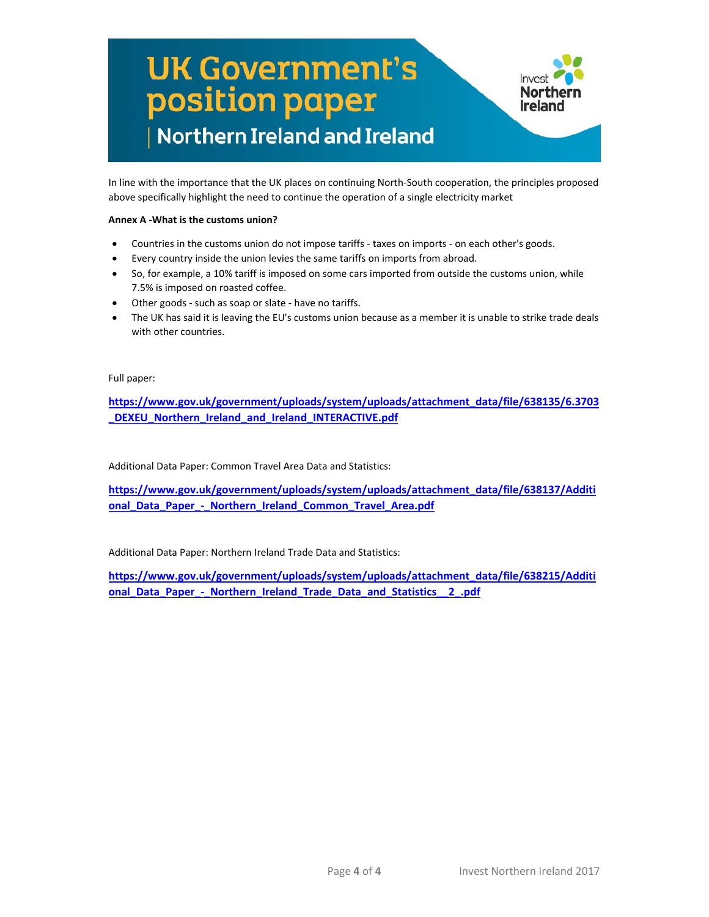# UK Government's position paper

## Northern Ireland and Ireland

In line with the importance that the UK places on continuing North-South cooperation, the principles proposed above specifically highlight the need to continue the operation of a single electricity market

**Annex A -What is the customs union?**

- Countries in the customs union do not impose tariffs - taxes on imports - on each other's goods.
- Every country inside the union levies the same tariffs on imports from abroad.
- So, for example, a 10% tariff is imposed on some cars imported from outside the customs union, while 7.5% is imposed on roasted coffee.
- Other goods - such as soap or slate - have no tariffs.
- The UK has said it is leaving the EU's customs union because as a member it is unable to strike trade deals with other countries.

Full paper:

**https://www.gov.uk/government/uploads/system/uploads/attachment_data/file/638135/6.3703_DEXEU_Northern_Ireland_and_Ireland_INTERACTIVE.pdf**

Additional Data Paper: Common Travel Area Data and Statistics:

**https://www.gov.uk/government/uploads/system/uploads/attachment_data/file/638137/Additional_Data_Paper_-_Northern_Ireland_Common_Travel_Area.pdf**

Additional Data Paper: Northern Ireland Trade Data and Statistics:

**https://www.gov.uk/government/uploads/system/uploads/attachment_data/file/638215/Additional_Data_Paper_-_Northern_Ireland_Trade_Data_and_Statistics__2_.pdf**